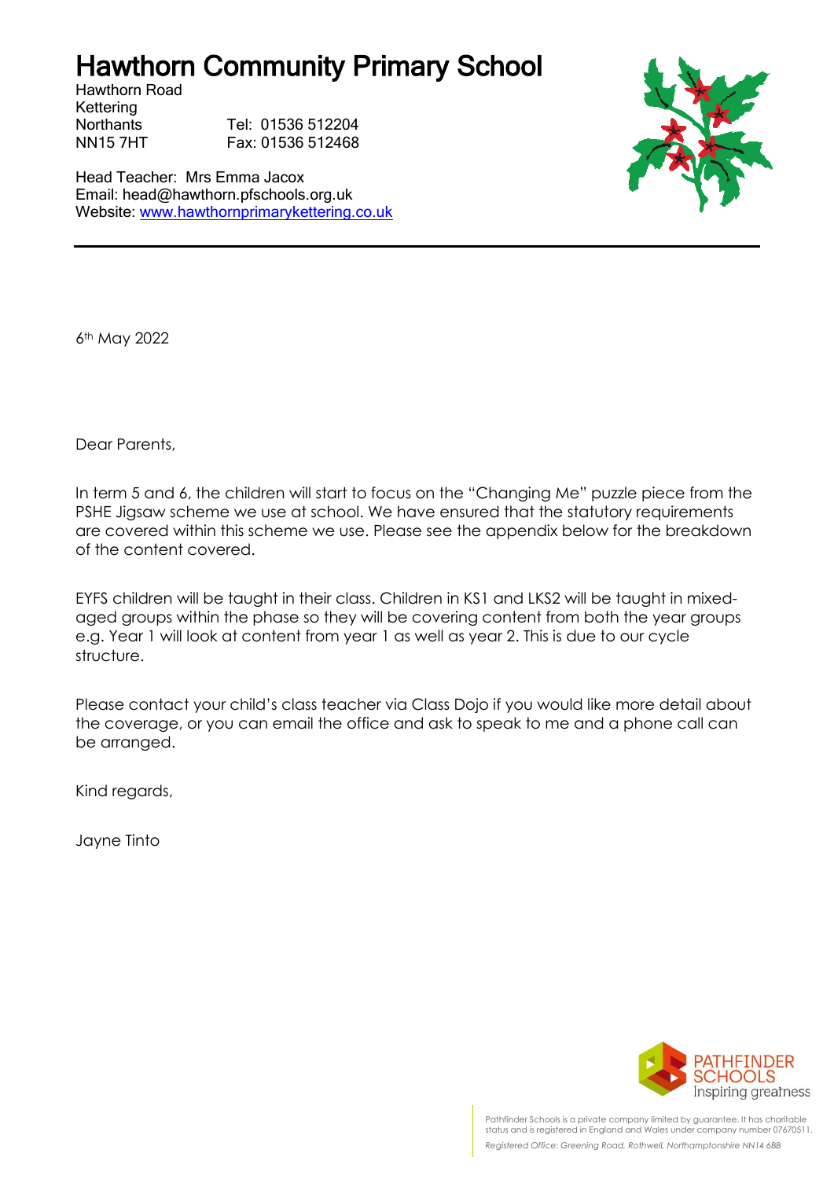# Hawthorn Community Primary School

Hawthorn Road
Kettering
Northants Tel: 01536 512204
NN15 7HT Fax: 01536 512468

Head Teacher: Mrs Emma Jacox
Email: head@hawthorn.pfschools.org.uk
Website: www.hawthornprimarykettering.co.uk

---

6th May 2022

Dear Parents,

In term 5 and 6, the children will start to focus on the "Changing Me" puzzle piece from the PSHE Jigsaw scheme we use at school. We have ensured that the statutory requirements are covered within this scheme we use. Please see the appendix below for the breakdown of the content covered.

EYFS children will be taught in their class. Children in KS1 and LKS2 will be taught in mixed-aged groups within the phase so they will be covering content from both the year groups e.g. Year 1 will look at content from year 1 as well as year 2. This is due to our cycle structure.

Please contact your child's class teacher via Class Dojo if you would like more detail about the coverage, or you can email the office and ask to speak to me and a phone call can be arranged.

Kind regards,

Jayne Tinto

PATHFINDER SCHOOLS
Inspiring greatness

Pathfinder Schools is a private company limited by guarantee. It has charitable status and is registered in England and Wales under company number 07670511.

*Registered Office: Greening Road, Rothwell, Northamptonshire NN14 6BB*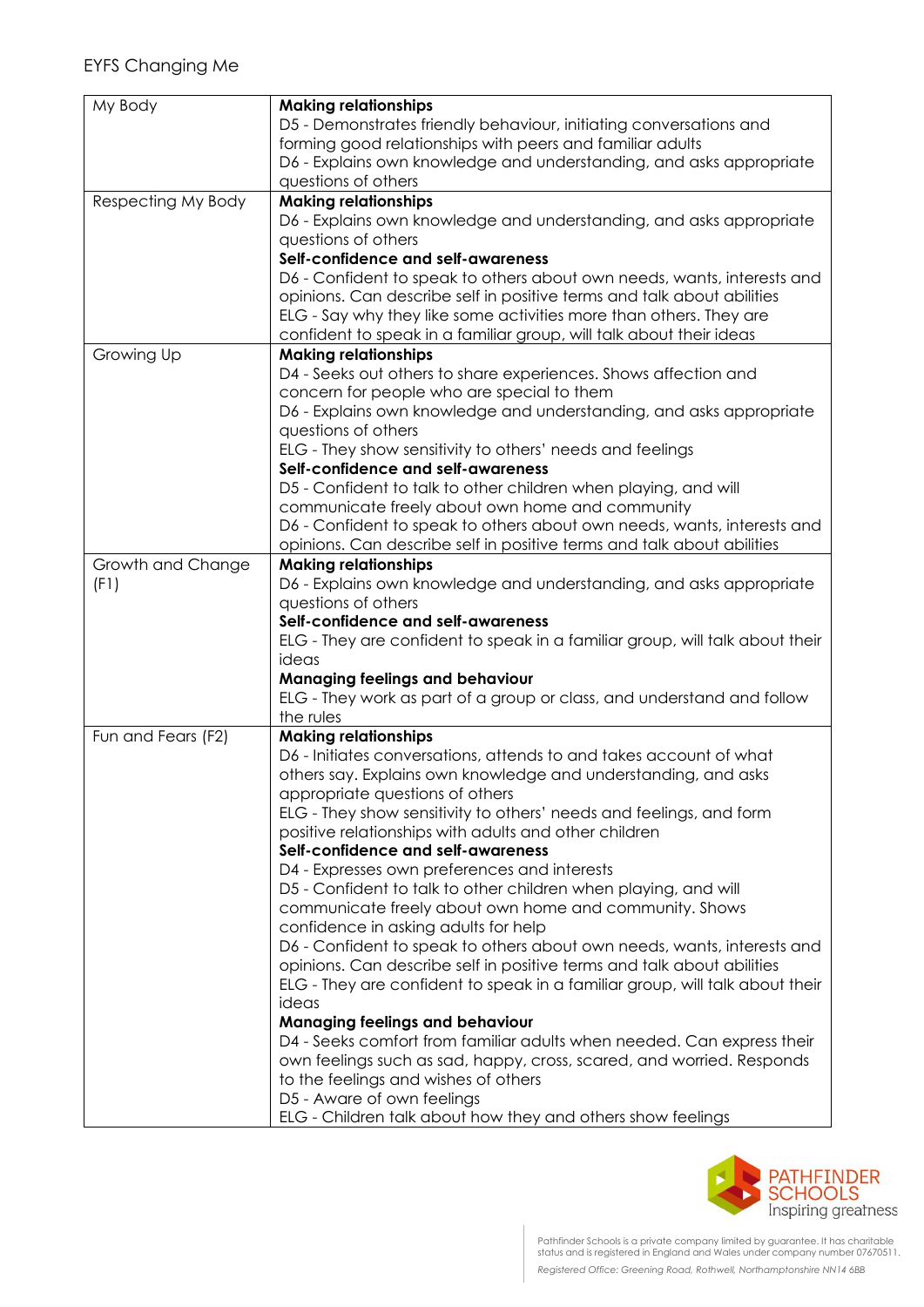EYFS Changing Me

| | |
|---|---|
| My Body | **Making relationships**<br>D5 - Demonstrates friendly behaviour, initiating conversations and forming good relationships with peers and familiar adults<br>D6 - Explains own knowledge and understanding, and asks appropriate questions of others |
| Respecting My Body | **Making relationships**<br>D6 - Explains own knowledge and understanding, and asks appropriate questions of others<br>**Self-confidence and self-awareness**<br>D6 - Confident to speak to others about own needs, wants, interests and opinions. Can describe self in positive terms and talk about abilities<br>ELG - Say why they like some activities more than others. They are confident to speak in a familiar group, will talk about their ideas |
| Growing Up | **Making relationships**<br>D4 - Seeks out others to share experiences. Shows affection and concern for people who are special to them<br>D6 - Explains own knowledge and understanding, and asks appropriate questions of others<br>ELG - They show sensitivity to others' needs and feelings<br>**Self-confidence and self-awareness**<br>D5 - Confident to talk to other children when playing, and will communicate freely about own home and community<br>D6 - Confident to speak to others about own needs, wants, interests and opinions. Can describe self in positive terms and talk about abilities |
| Growth and Change (F1) | **Making relationships**<br>D6 - Explains own knowledge and understanding, and asks appropriate questions of others<br>**Self-confidence and self-awareness**<br>ELG - They are confident to speak in a familiar group, will talk about their ideas<br>**Managing feelings and behaviour**<br>ELG - They work as part of a group or class, and understand and follow the rules |
| Fun and Fears (F2) | **Making relationships**<br>D6 - Initiates conversations, attends to and takes account of what others say. Explains own knowledge and understanding, and asks appropriate questions of others<br>ELG - They show sensitivity to others' needs and feelings, and form positive relationships with adults and other children<br>**Self-confidence and self-awareness**<br>D4 - Expresses own preferences and interests<br>D5 - Confident to talk to other children when playing, and will communicate freely about own home and community. Shows confidence in asking adults for help<br>D6 - Confident to speak to others about own needs, wants, interests and opinions. Can describe self in positive terms and talk about abilities<br>ELG - They are confident to speak in a familiar group, will talk about their ideas<br>**Managing feelings and behaviour**<br>D4 - Seeks comfort from familiar adults when needed. Can express their own feelings such as sad, happy, cross, scared, and worried. Responds to the feelings and wishes of others<br>D5 - Aware of own feelings<br>ELG - Children talk about how they and others show feelings |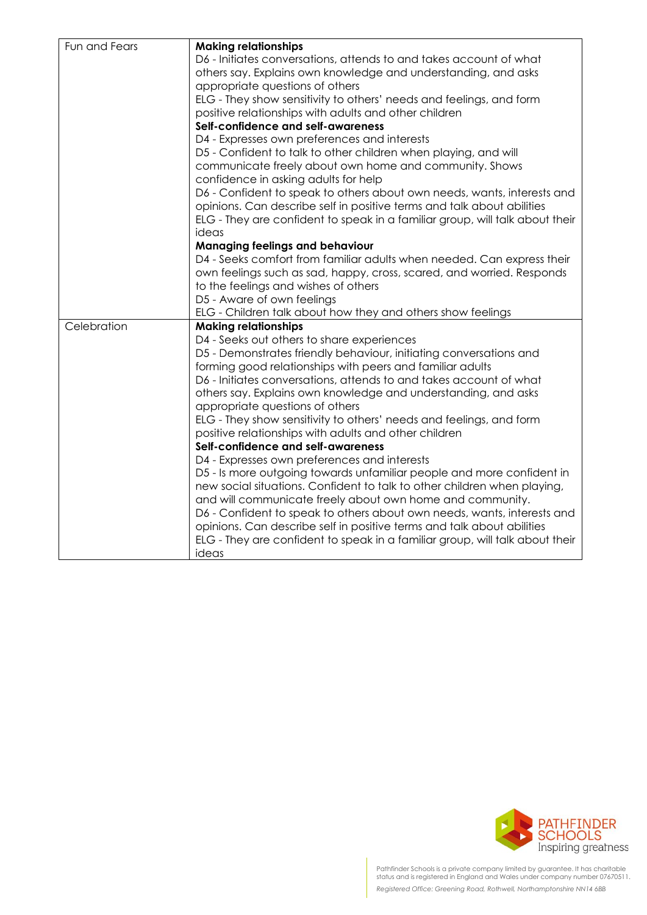| | |
|---|---|
| Fun and Fears | **Making relationships**<br>D6 - Initiates conversations, attends to and takes account of what others say. Explains own knowledge and understanding, and asks appropriate questions of others<br>ELG - They show sensitivity to others' needs and feelings, and form positive relationships with adults and other children<br>**Self-confidence and self-awareness**<br>D4 - Expresses own preferences and interests<br>D5 - Confident to talk to other children when playing, and will communicate freely about own home and community. Shows confidence in asking adults for help<br>D6 - Confident to speak to others about own needs, wants, interests and opinions. Can describe self in positive terms and talk about abilities<br>ELG - They are confident to speak in a familiar group, will talk about their ideas<br>**Managing feelings and behaviour**<br>D4 - Seeks comfort from familiar adults when needed. Can express their own feelings such as sad, happy, cross, scared, and worried. Responds to the feelings and wishes of others<br>D5 - Aware of own feelings<br>ELG - Children talk about how they and others show feelings |
| Celebration | **Making relationships**<br>D4 - Seeks out others to share experiences<br>D5 - Demonstrates friendly behaviour, initiating conversations and forming good relationships with peers and familiar adults<br>D6 - Initiates conversations, attends to and takes account of what others say. Explains own knowledge and understanding, and asks appropriate questions of others<br>ELG - They show sensitivity to others' needs and feelings, and form positive relationships with adults and other children<br>**Self-confidence and self-awareness**<br>D4 - Expresses own preferences and interests<br>D5 - Is more outgoing towards unfamiliar people and more confident in new social situations. Confident to talk to other children when playing, and will communicate freely about own home and community.<br>D6 - Confident to speak to others about own needs, wants, interests and opinions. Can describe self in positive terms and talk about abilities<br>ELG - They are confident to speak in a familiar group, will talk about their ideas |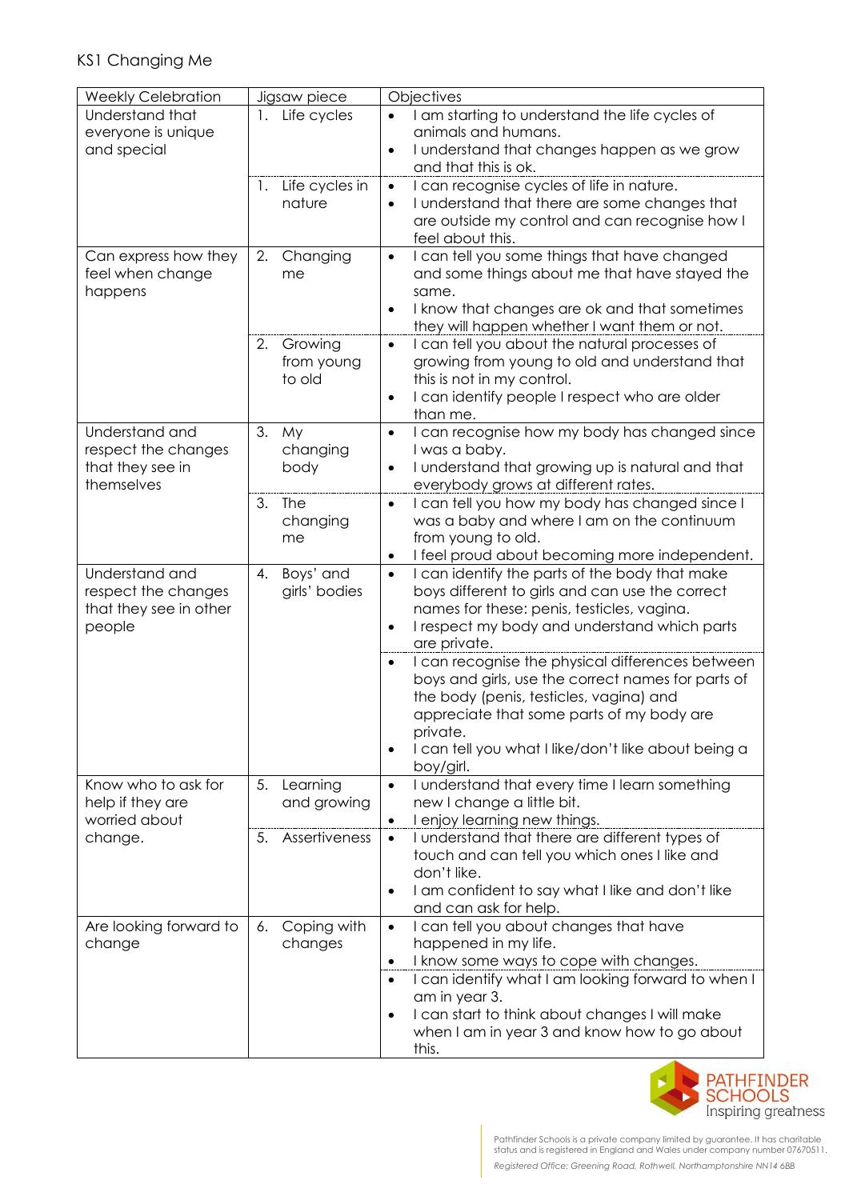KS1 Changing Me

| Weekly Celebration | Jigsaw piece | Objectives |
|---|---|---|
| Understand that everyone is unique and special | 1. Life cycles | • I am starting to understand the life cycles of animals and humans.<br>• I understand that changes happen as we grow and that this is ok. |
| | 1. Life cycles in nature | • I can recognise cycles of life in nature.<br>• I understand that there are some changes that are outside my control and can recognise how I feel about this. |
| Can express how they feel when change happens | 2. Changing me | • I can tell you some things that have changed and some things about me that have stayed the same.<br>• I know that changes are ok and that sometimes they will happen whether I want them or not. |
| | 2. Growing from young to old | • I can tell you about the natural processes of growing from young to old and understand that this is not in my control.<br>• I can identify people I respect who are older than me. |
| Understand and respect the changes that they see in themselves | 3. My changing body | • I can recognise how my body has changed since I was a baby.<br>• I understand that growing up is natural and that everybody grows at different rates. |
| | 3. The changing me | • I can tell you how my body has changed since I was a baby and where I am on the continuum from young to old.<br>• I feel proud about becoming more independent. |
| Understand and respect the changes that they see in other people | 4. Boys' and girls' bodies | • I can identify the parts of the body that make boys different to girls and can use the correct names for these: penis, testicles, vagina.<br>• I respect my body and understand which parts are private. |
| | | • I can recognise the physical differences between boys and girls, use the correct names for parts of the body (penis, testicles, vagina) and appreciate that some parts of my body are private.<br>• I can tell you what I like/don't like about being a boy/girl. |
| Know who to ask for help if they are worried about change. | 5. Learning and growing | • I understand that every time I learn something new I change a little bit.<br>• I enjoy learning new things. |
| | 5. Assertiveness | • I understand that there are different types of touch and can tell you which ones I like and don't like.<br>• I am confident to say what I like and don't like and can ask for help. |
| Are looking forward to change | 6. Coping with changes | • I can tell you about changes that have happened in my life.<br>• I know some ways to cope with changes. |
| | | • I can identify what I am looking forward to when I am in year 3.<br>• I can start to think about changes I will make when I am in year 3 and know how to go about this. |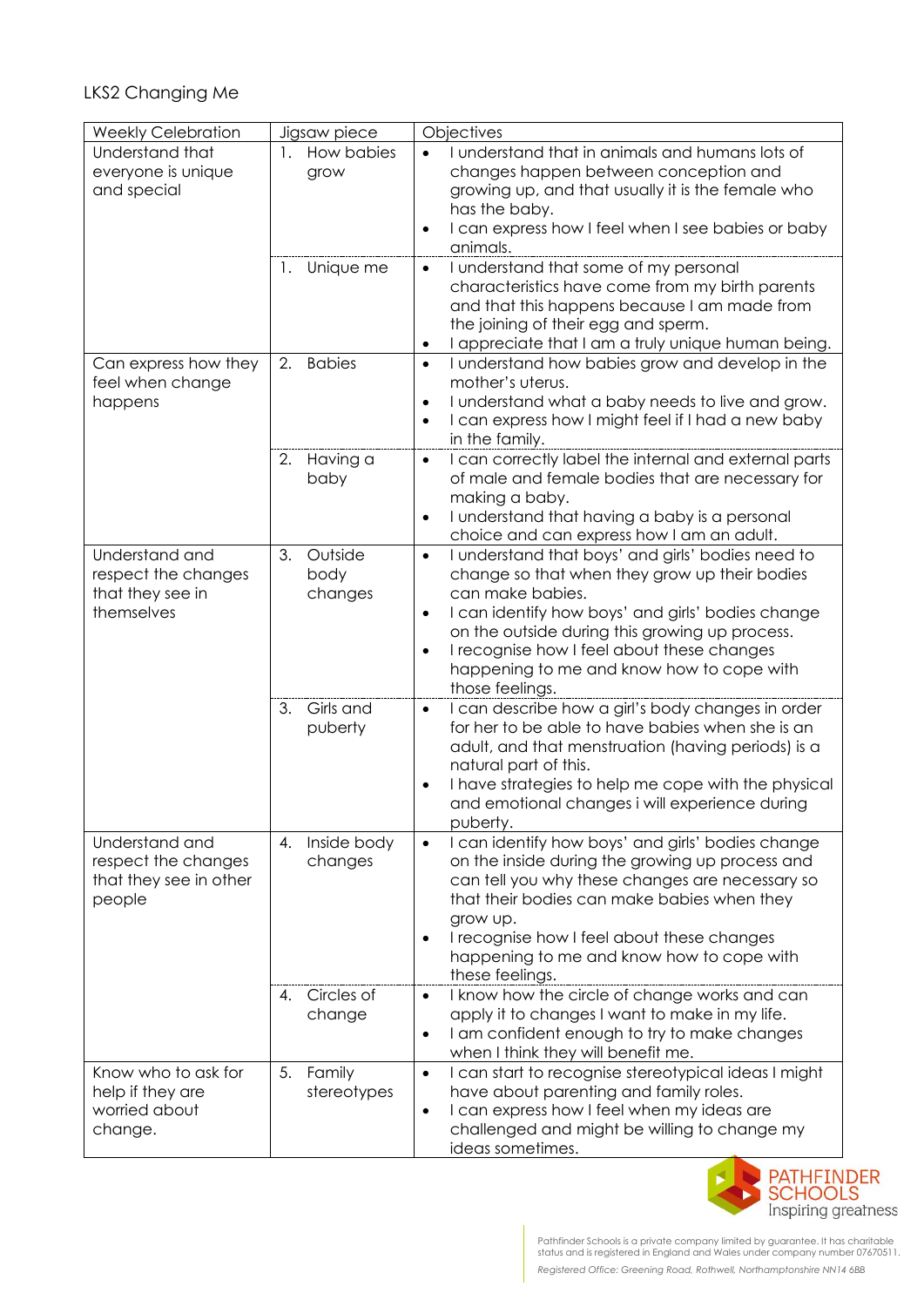LKS2 Changing Me

| Weekly Celebration | Jigsaw piece | Objectives |
|---|---|---|
| Understand that everyone is unique and special | 1. How babies grow | • I understand that in animals and humans lots of changes happen between conception and growing up, and that usually it is the female who has the baby.<br>• I can express how I feel when I see babies or baby animals. |
| | 1. Unique me | • I understand that some of my personal characteristics have come from my birth parents and that this happens because I am made from the joining of their egg and sperm.<br>• I appreciate that I am a truly unique human being. |
| Can express how they feel when change happens | 2. Babies | • I understand how babies grow and develop in the mother's uterus.<br>• I understand what a baby needs to live and grow.<br>• I can express how I might feel if I had a new baby in the family. |
| | 2. Having a baby | • I can correctly label the internal and external parts of male and female bodies that are necessary for making a baby.<br>• I understand that having a baby is a personal choice and can express how I am an adult. |
| Understand and respect the changes that they see in themselves | 3. Outside body changes | • I understand that boys' and girls' bodies need to change so that when they grow up their bodies can make babies.<br>• I can identify how boys' and girls' bodies change on the outside during this growing up process.<br>• I recognise how I feel about these changes happening to me and know how to cope with those feelings. |
| | 3. Girls and puberty | • I can describe how a girl's body changes in order for her to be able to have babies when she is an adult, and that menstruation (having periods) is a natural part of this.<br>• I have strategies to help me cope with the physical and emotional changes i will experience during puberty. |
| Understand and respect the changes that they see in other people | 4. Inside body changes | • I can identify how boys' and girls' bodies change on the inside during the growing up process and can tell you why these changes are necessary so that their bodies can make babies when they grow up.<br>• I recognise how I feel about these changes happening to me and know how to cope with these feelings. |
| | 4. Circles of change | • I know how the circle of change works and can apply it to changes I want to make in my life.<br>• I am confident enough to try to make changes when I think they will benefit me. |
| Know who to ask for help if they are worried about change. | 5. Family stereotypes | • I can start to recognise stereotypical ideas I might have about parenting and family roles.<br>• I can express how I feel when my ideas are challenged and might be willing to change my ideas sometimes. |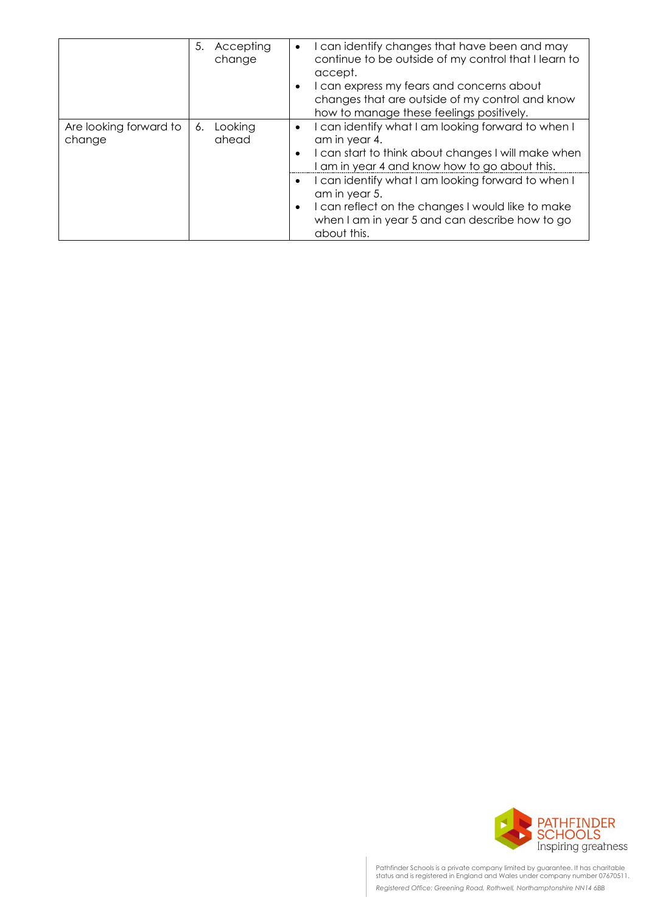| | | |
|---|---|---|
| | 5. Accepting change | • I can identify changes that have been and may continue to be outside of my control that I learn to accept.<br>• I can express my fears and concerns about changes that are outside of my control and know how to manage these feelings positively. |
| Are looking forward to change | 6. Looking ahead | • I can identify what I am looking forward to when I am in year 4.<br>• I can start to think about changes I will make when I am in year 4 and know how to go about this.<br>• I can identify what I am looking forward to when I am in year 5.<br>• I can reflect on the changes I would like to make when I am in year 5 and can describe how to go about this. |

PATHFINDER SCHOOLS
Inspiring greatness

Pathfinder Schools is a private company limited by guarantee. It has charitable status and is registered in England and Wales under company number 07670511.

*Registered Office: Greening Road, Rothwell, Northamptonshire NN14 6BB*